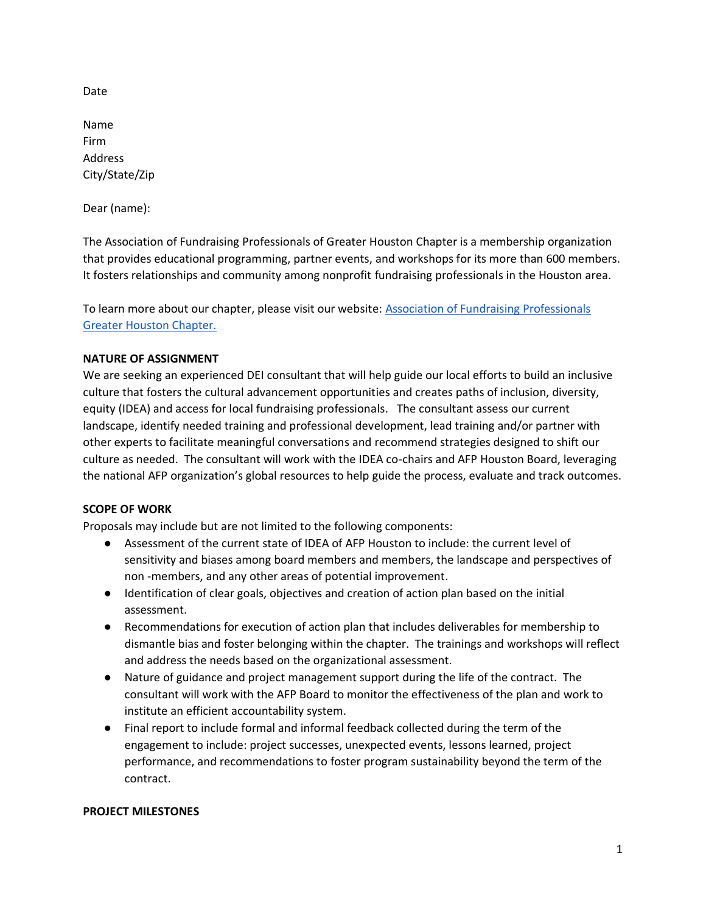Date

Name
Firm
Address
City/State/Zip

Dear (name):

The Association of Fundraising Professionals of Greater Houston Chapter is a membership organization that provides educational programming, partner events, and workshops for its more than 600 members. It fosters relationships and community among nonprofit fundraising professionals in the Houston area.

To learn more about our chapter, please visit our website: [Association of Fundraising Professionals Greater Houston Chapter.]()

**NATURE OF ASSIGNMENT**

We are seeking an experienced DEI consultant that will help guide our local efforts to build an inclusive culture that fosters the cultural advancement opportunities and creates paths of inclusion, diversity, equity (IDEA) and access for local fundraising professionals. The consultant assess our current landscape, identify needed training and professional development, lead training and/or partner with other experts to facilitate meaningful conversations and recommend strategies designed to shift our culture as needed. The consultant will work with the IDEA co-chairs and AFP Houston Board, leveraging the national AFP organization's global resources to help guide the process, evaluate and track outcomes.

**SCOPE OF WORK**

Proposals may include but are not limited to the following components:

- Assessment of the current state of IDEA of AFP Houston to include: the current level of sensitivity and biases among board members and members, the landscape and perspectives of non -members, and any other areas of potential improvement.
- Identification of clear goals, objectives and creation of action plan based on the initial assessment.
- Recommendations for execution of action plan that includes deliverables for membership to dismantle bias and foster belonging within the chapter. The trainings and workshops will reflect and address the needs based on the organizational assessment.
- Nature of guidance and project management support during the life of the contract. The consultant will work with the AFP Board to monitor the effectiveness of the plan and work to institute an efficient accountability system.
- Final report to include formal and informal feedback collected during the term of the engagement to include: project successes, unexpected events, lessons learned, project performance, and recommendations to foster program sustainability beyond the term of the contract.

**PROJECT MILESTONES**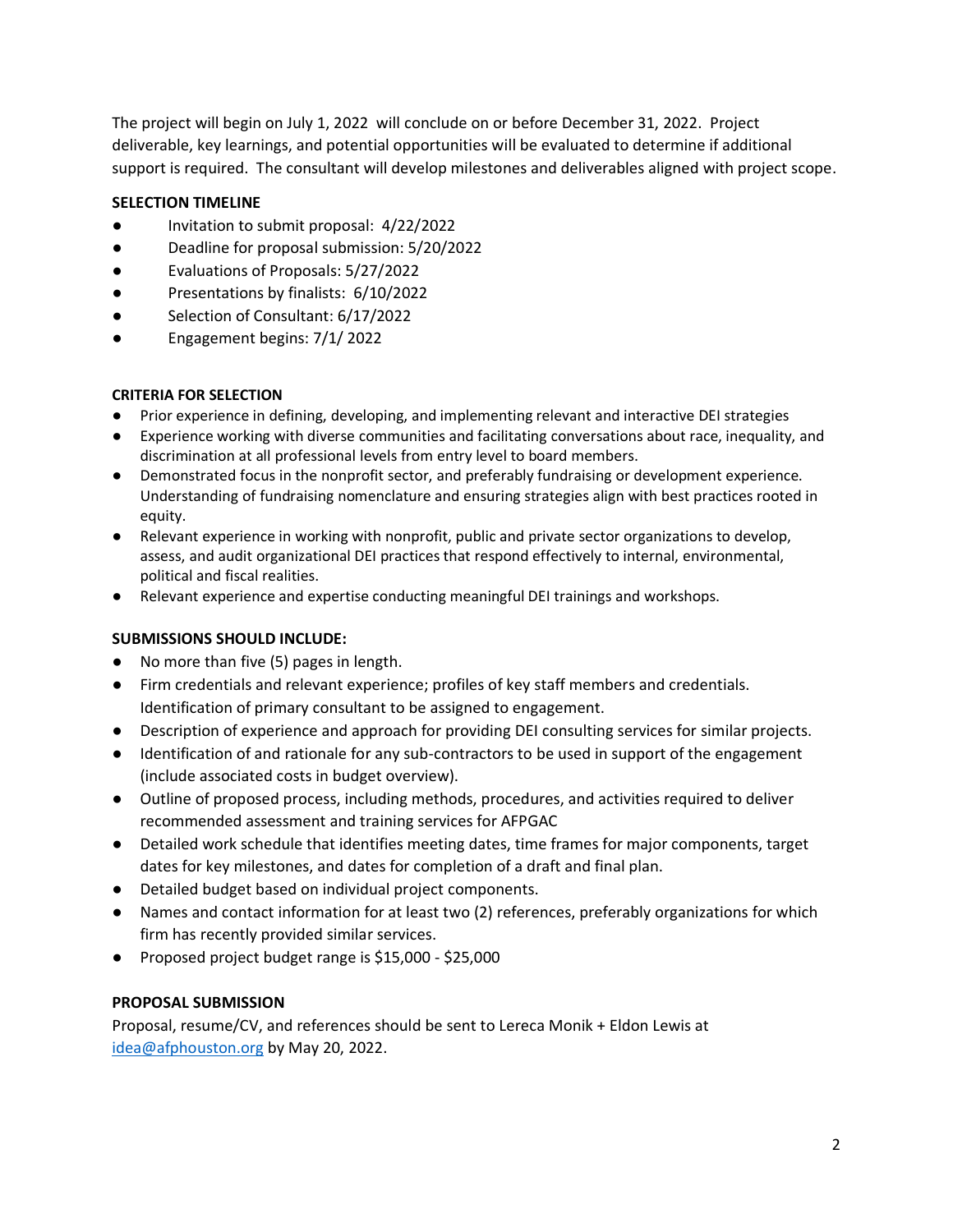The project will begin on July 1, 2022 will conclude on or before December 31, 2022. Project deliverable, key learnings, and potential opportunities will be evaluated to determine if additional support is required. The consultant will develop milestones and deliverables aligned with project scope.

**SELECTION TIMELINE**

- Invitation to submit proposal: 4/22/2022
- Deadline for proposal submission: 5/20/2022
- Evaluations of Proposals: 5/27/2022
- Presentations by finalists: 6/10/2022
- Selection of Consultant: 6/17/2022
- Engagement begins: 7/1/ 2022

**CRITERIA FOR SELECTION**

- Prior experience in defining, developing, and implementing relevant and interactive DEI strategies
- Experience working with diverse communities and facilitating conversations about race, inequality, and discrimination at all professional levels from entry level to board members.
- Demonstrated focus in the nonprofit sector, and preferably fundraising or development experience. Understanding of fundraising nomenclature and ensuring strategies align with best practices rooted in equity.
- Relevant experience in working with nonprofit, public and private sector organizations to develop, assess, and audit organizational DEI practices that respond effectively to internal, environmental, political and fiscal realities.
- Relevant experience and expertise conducting meaningful DEI trainings and workshops.

**SUBMISSIONS SHOULD INCLUDE:**

- No more than five (5) pages in length.
- Firm credentials and relevant experience; profiles of key staff members and credentials. Identification of primary consultant to be assigned to engagement.
- Description of experience and approach for providing DEI consulting services for similar projects.
- Identification of and rationale for any sub-contractors to be used in support of the engagement (include associated costs in budget overview).
- Outline of proposed process, including methods, procedures, and activities required to deliver recommended assessment and training services for AFPGAC
- Detailed work schedule that identifies meeting dates, time frames for major components, target dates for key milestones, and dates for completion of a draft and final plan.
- Detailed budget based on individual project components.
- Names and contact information for at least two (2) references, preferably organizations for which firm has recently provided similar services.
- Proposed project budget range is $15,000 - $25,000

**PROPOSAL SUBMISSION**

Proposal, resume/CV, and references should be sent to Lereca Monik + Eldon Lewis at idea@afphouston.org by May 20, 2022.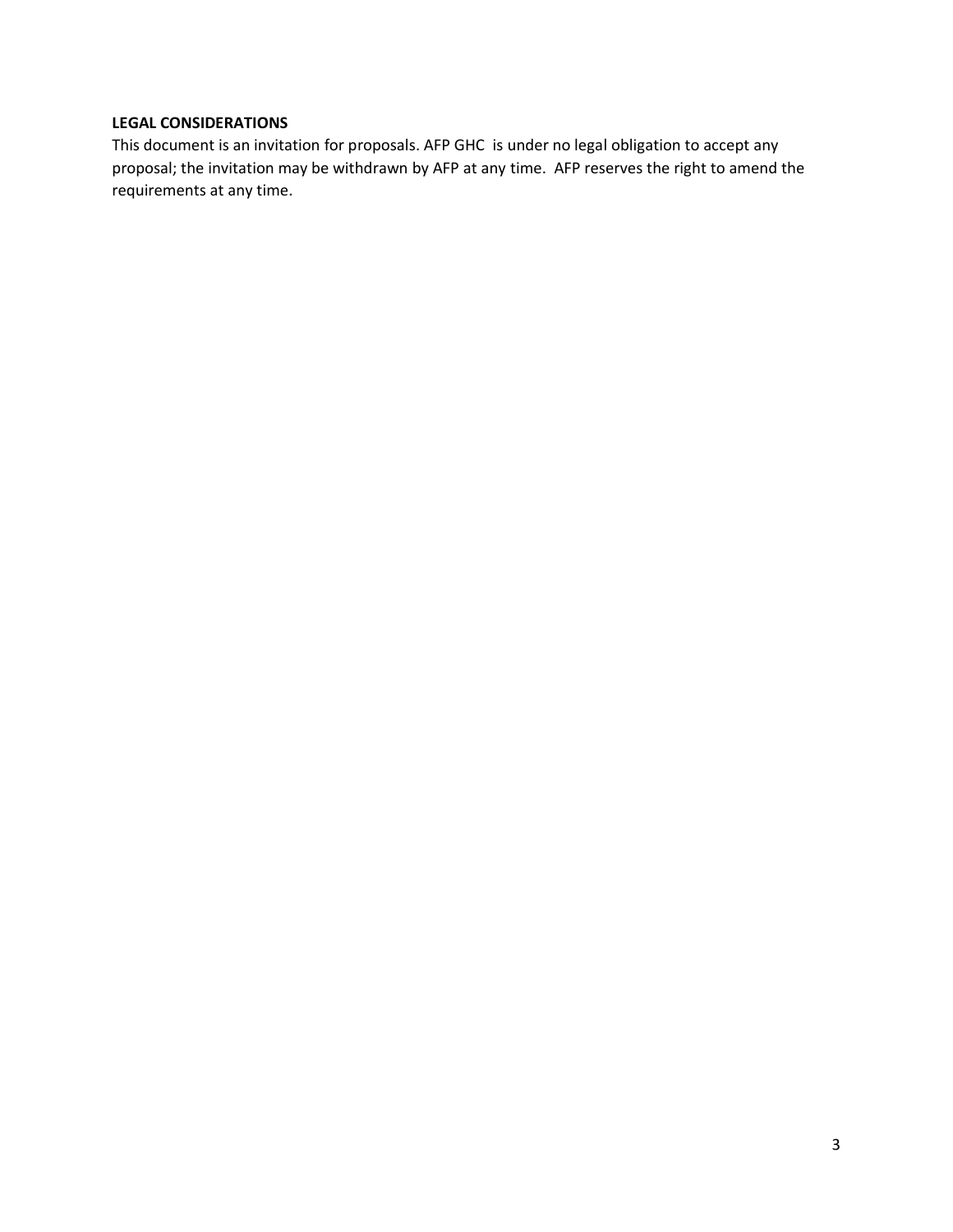**LEGAL CONSIDERATIONS**

This document is an invitation for proposals. AFP GHC is under no legal obligation to accept any proposal; the invitation may be withdrawn by AFP at any time. AFP reserves the right to amend the requirements at any time.